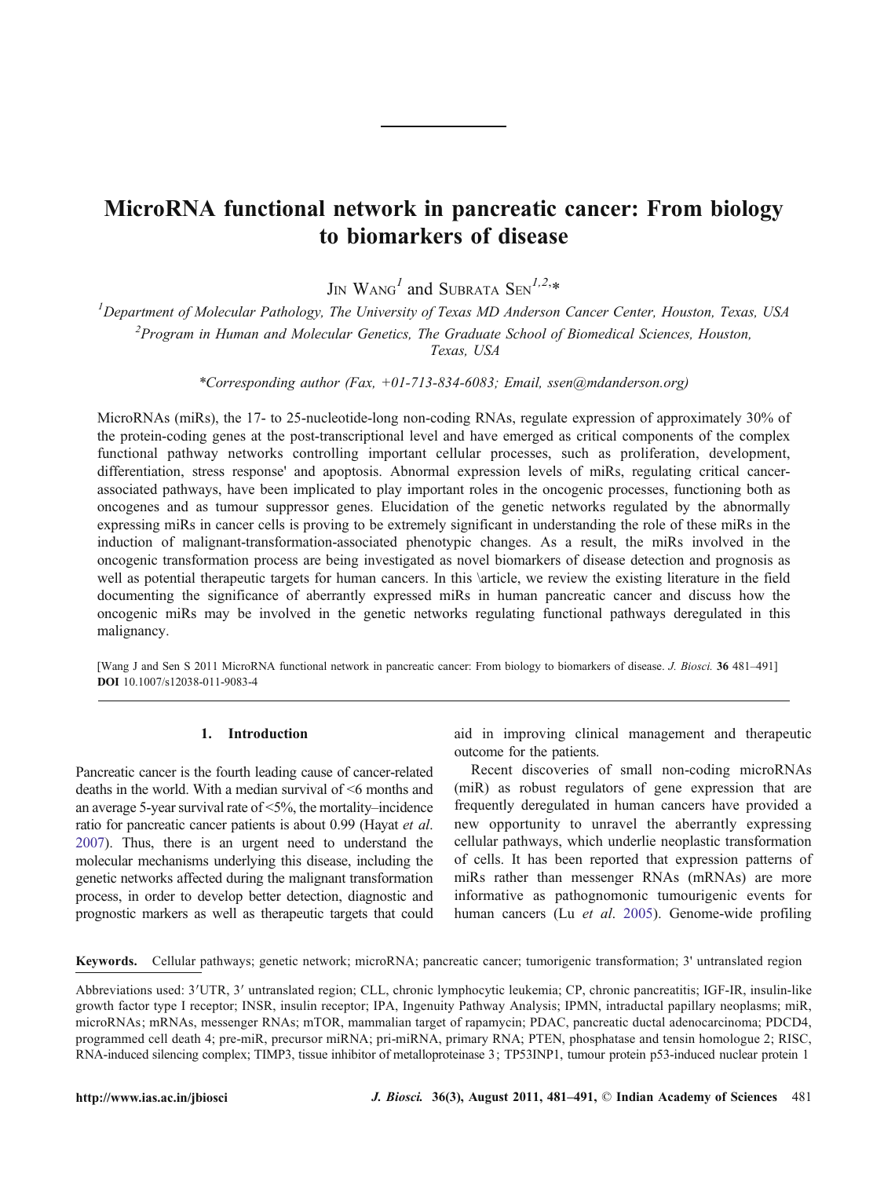# MicroRNA functional network in pancreatic cancer: From biology to biomarkers of disease

Jin Wang[1] and Subrata Sen[1,2,*]

[1]Department of Molecular Pathology, The University of Texas MD Anderson Cancer Center, Houston, Texas, USA

[2]Program in Human and Molecular Genetics, The Graduate School of Biomedical Sciences, Houston, Texas, USA

*Corresponding author (Fax, +01-713-834-6083; Email, ssen@mdanderson.org)

MicroRNAs (miRs), the 17- to 25-nucleotide-long non-coding RNAs, regulate expression of approximately 30% of the protein-coding genes at the post-transcriptional level and have emerged as critical components of the complex functional pathway networks controlling important cellular processes, such as proliferation, development, differentiation, stress response' and apoptosis. Abnormal expression levels of miRs, regulating critical cancer-associated pathways, have been implicated to play important roles in the oncogenic processes, functioning both as oncogenes and as tumour suppressor genes. Elucidation of the genetic networks regulated by the abnormally expressing miRs in cancer cells is proving to be extremely significant in understanding the role of these miRs in the induction of malignant-transformation-associated phenotypic changes. As a result, the miRs involved in the oncogenic transformation process are being investigated as novel biomarkers of disease detection and prognosis as well as potential therapeutic targets for human cancers. In this \article, we review the existing literature in the field documenting the significance of aberrantly expressed miRs in human pancreatic cancer and discuss how the oncogenic miRs may be involved in the genetic networks regulating functional pathways deregulated in this malignancy.

[Wang J and Sen S 2011 MicroRNA functional network in pancreatic cancer: From biology to biomarkers of disease. *J. Biosci.* **36** 481–491] **DOI** 10.1007/s12038-011-9083-4

**Keywords.** Cellular pathways; genetic network; microRNA; pancreatic cancer; tumorigenic transformation; 3' untranslated region

Abbreviations used: 3′UTR, 3′ untranslated region; CLL, chronic lymphocytic leukemia; CP, chronic pancreatitis; IGF-IR, insulin-like growth factor type I receptor; INSR, insulin receptor; IPA, Ingenuity Pathway Analysis; IPMN, intraductal papillary neoplasms; miR, microRNAs; mRNAs, messenger RNAs; mTOR, mammalian target of rapamycin; PDAC, pancreatic ductal adenocarcinoma; PDCD4, programmed cell death 4; pre-miR, precursor miRNA; pri-miRNA, primary RNA; PTEN, phosphatase and tensin homologue 2; RISC, RNA-induced silencing complex; TIMP3, tissue inhibitor of metalloproteinase 3; TP53INP1, tumour protein p53-induced nuclear protein 1

## 1. Introduction

Pancreatic cancer is the fourth leading cause of cancer-related deaths in the world. With a median survival of <6 months and an average 5-year survival rate of <5%, the mortality–incidence ratio for pancreatic cancer patients is about 0.99 (Hayat *et al.* 2007). Thus, there is an urgent need to understand the molecular mechanisms underlying this disease, including the genetic networks affected during the malignant transformation process, in order to develop better detection, diagnostic and prognostic markers as well as therapeutic targets that could aid in improving clinical management and therapeutic outcome for the patients.

Recent discoveries of small non-coding microRNAs (miR) as robust regulators of gene expression that are frequently deregulated in human cancers have provided a new opportunity to unravel the aberrantly expressing cellular pathways, which underlie neoplastic transformation of cells. It has been reported that expression patterns of miRs rather than messenger RNAs (mRNAs) are more informative as pathognomonic tumourigenic events for human cancers (Lu *et al.* 2005). Genome-wide profiling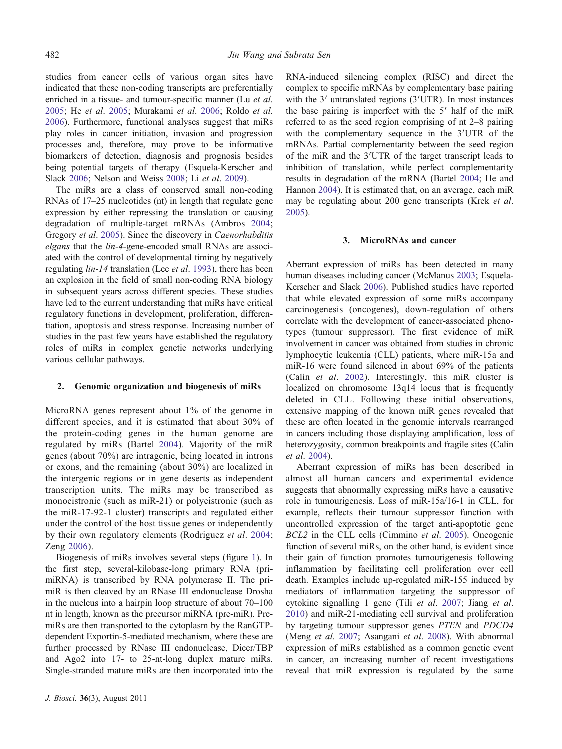studies from cancer cells of various organ sites have indicated that these non-coding transcripts are preferentially enriched in a tissue- and tumour-specific manner (Lu *et al.* 2005; He *et al.* 2005; Murakami *et al.* 2006; Roldo *et al.* 2006). Furthermore, functional analyses suggest that miRs play roles in cancer initiation, invasion and progression processes and, therefore, may prove to be informative biomarkers of detection, diagnosis and prognosis besides being potential targets of therapy (Esquela-Kerscher and Slack 2006; Nelson and Weiss 2008; Li *et al.* 2009).

The miRs are a class of conserved small non-coding RNAs of 17–25 nucleotides (nt) in length that regulate gene expression by either repressing the translation or causing degradation of multiple-target mRNAs (Ambros 2004; Gregory *et al.* 2005). Since the discovery in *Caenorhabditis elgans* that the *lin-4*-gene-encoded small RNAs are associated with the control of developmental timing by negatively regulating *lin-14* translation (Lee *et al.* 1993), there has been an explosion in the field of small non-coding RNA biology in subsequent years across different species. These studies have led to the current understanding that miRs have critical regulatory functions in development, proliferation, differentiation, apoptosis and stress response. Increasing number of studies in the past few years have established the regulatory roles of miRs in complex genetic networks underlying various cellular pathways.

## 2. Genomic organization and biogenesis of miRs

MicroRNA genes represent about 1% of the genome in different species, and it is estimated that about 30% of the protein-coding genes in the human genome are regulated by miRs (Bartel 2004). Majority of the miR genes (about 70%) are intragenic, being located in introns or exons, and the remaining (about 30%) are localized in the intergenic regions or in gene deserts as independent transcription units. The miRs may be transcribed as monocistronic (such as miR-21) or polycistronic (such as the miR-17-92-1 cluster) transcripts and regulated either under the control of the host tissue genes or independently by their own regulatory elements (Rodriguez *et al.* 2004; Zeng 2006).

Biogenesis of miRs involves several steps (figure 1). In the first step, several-kilobase-long primary RNA (pri-miRNA) is transcribed by RNA polymerase II. The pri-miR is then cleaved by an RNase III endonuclease Drosha in the nucleus into a hairpin loop structure of about 70–100 nt in length, known as the precursor miRNA (pre-miR). Pre-miRs are then transported to the cytoplasm by the RanGTP-dependent Exportin-5-mediated mechanism, where these are further processed by RNase III endonuclease, Dicer/TBP and Ago2 into 17- to 25-nt-long duplex mature miRs. Single-stranded mature miRs are then incorporated into the RNA-induced silencing complex (RISC) and direct the complex to specific mRNAs by complementary base pairing with the 3′ untranslated regions (3′UTR). In most instances the base pairing is imperfect with the 5′ half of the miR referred to as the seed region comprising of nt 2–8 pairing with the complementary sequence in the 3′UTR of the mRNAs. Partial complementarity between the seed region of the miR and the 3′UTR of the target transcript leads to inhibition of translation, while perfect complementarity results in degradation of the mRNA (Bartel 2004; He and Hannon 2004). It is estimated that, on an average, each miR may be regulating about 200 gene transcripts (Krek *et al.* 2005).

## 3. MicroRNAs and cancer

Aberrant expression of miRs has been detected in many human diseases including cancer (McManus 2003; Esquela-Kerscher and Slack 2006). Published studies have reported that while elevated expression of some miRs accompany carcinogenesis (oncogenes), down-regulation of others correlate with the development of cancer-associated phenotypes (tumour suppressor). The first evidence of miR involvement in cancer was obtained from studies in chronic lymphocytic leukemia (CLL) patients, where miR-15a and miR-16 were found silenced in about 69% of the patients (Calin *et al.* 2002). Interestingly, this miR cluster is localized on chromosome 13q14 locus that is frequently deleted in CLL. Following these initial observations, extensive mapping of the known miR genes revealed that these are often located in the genomic intervals rearranged in cancers including those displaying amplification, loss of heterozygosity, common breakpoints and fragile sites (Calin *et al.* 2004).

Aberrant expression of miRs has been described in almost all human cancers and experimental evidence suggests that abnormally expressing miRs have a causative role in tumourigenesis. Loss of miR-15a/16-1 in CLL, for example, reflects their tumour suppressor function with uncontrolled expression of the target anti-apoptotic gene *BCL2* in the CLL cells (Cimmino *et al.* 2005). Oncogenic function of several miRs, on the other hand, is evident since their gain of function promotes tumourigenesis following inflammation by facilitating cell proliferation over cell death. Examples include up-regulated miR-155 induced by mediators of inflammation targeting the suppressor of cytokine signalling 1 gene (Tili *et al.* 2007; Jiang *et al.* 2010) and miR-21-mediating cell survival and proliferation by targeting tumour suppressor genes *PTEN* and *PDCD4* (Meng *et al.* 2007; Asangani *et al.* 2008). With abnormal expression of miRs established as a common genetic event in cancer, an increasing number of recent investigations reveal that miR expression is regulated by the same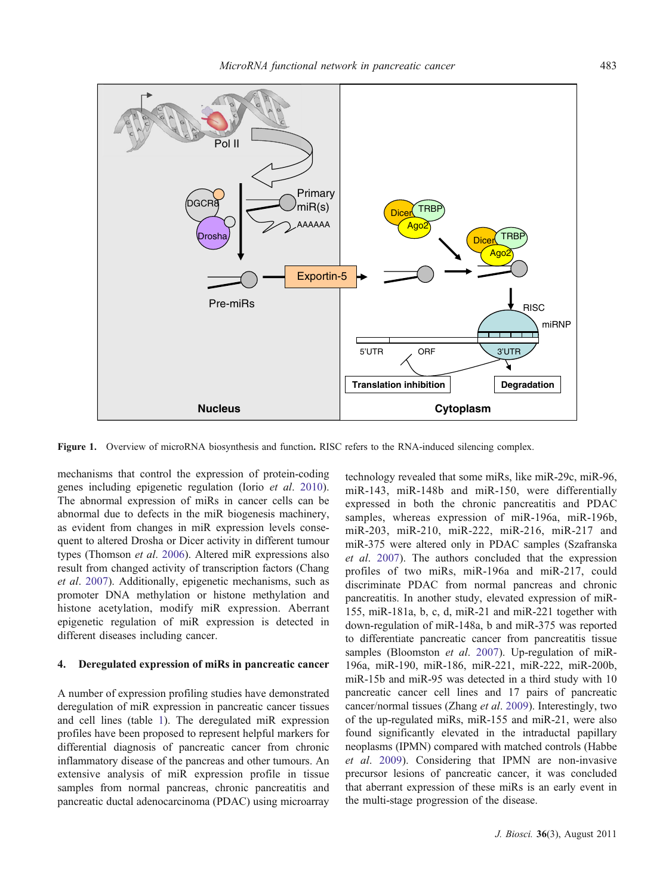**Figure 1.** Overview of microRNA biosynthesis and function. RISC refers to the RNA-induced silencing complex.

mechanisms that control the expression of protein-coding genes including epigenetic regulation (Iorio *et al*. 2010). The abnormal expression of miRs in cancer cells can be abnormal due to defects in the miR biogenesis machinery, as evident from changes in miR expression levels consequent to altered Drosha or Dicer activity in different tumour types (Thomson *et al*. 2006). Altered miR expressions also result from changed activity of transcription factors (Chang *et al*. 2007). Additionally, epigenetic mechanisms, such as promoter DNA methylation or histone methylation and histone acetylation, modify miR expression. Aberrant epigenetic regulation of miR expression is detected in different diseases including cancer.

## 4. Deregulated expression of miRs in pancreatic cancer

A number of expression profiling studies have demonstrated deregulation of miR expression in pancreatic cancer tissues and cell lines (table 1). The deregulated miR expression profiles have been proposed to represent helpful markers for differential diagnosis of pancreatic cancer from chronic inflammatory disease of the pancreas and other tumours. An extensive analysis of miR expression profile in tissue samples from normal pancreas, chronic pancreatitis and pancreatic ductal adenocarcinoma (PDAC) using microarray technology revealed that some miRs, like miR-29c, miR-96, miR-143, miR-148b and miR-150, were differentially expressed in both the chronic pancreatitis and PDAC samples, whereas expression of miR-196a, miR-196b, miR-203, miR-210, miR-222, miR-216, miR-217 and miR-375 were altered only in PDAC samples (Szafranska *et al*. 2007). The authors concluded that the expression profiles of two miRs, miR-196a and miR-217, could discriminate PDAC from normal pancreas and chronic pancreatitis. In another study, elevated expression of miR-155, miR-181a, b, c, d, miR-21 and miR-221 together with down-regulation of miR-148a, b and miR-375 was reported to differentiate pancreatic cancer from pancreatitis tissue samples (Bloomston *et al*. 2007). Up-regulation of miR-196a, miR-190, miR-186, miR-221, miR-222, miR-200b, miR-15b and miR-95 was detected in a third study with 10 pancreatic cancer cell lines and 17 pairs of pancreatic cancer/normal tissues (Zhang *et al*. 2009). Interestingly, two of the up-regulated miRs, miR-155 and miR-21, were also found significantly elevated in the intraductal papillary neoplasms (IPMN) compared with matched controls (Habbe *et al*. 2009). Considering that IPMN are non-invasive precursor lesions of pancreatic cancer, it was concluded that aberrant expression of these miRs is an early event in the multi-stage progression of the disease.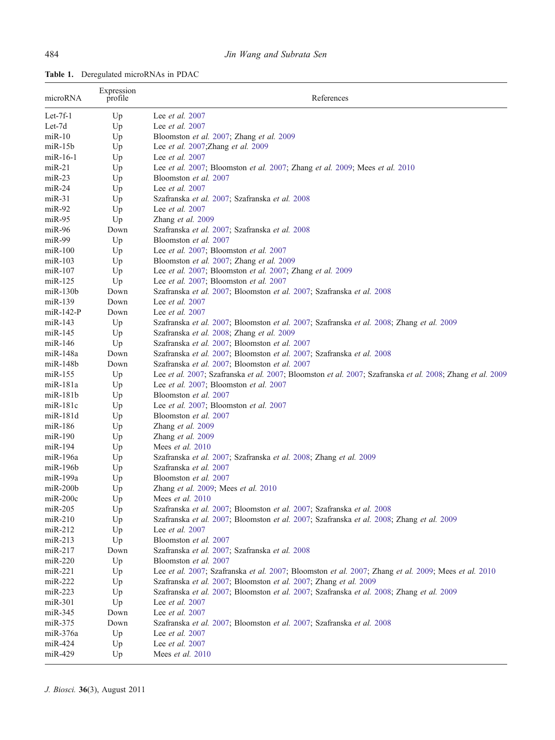**Table 1.** Deregulated microRNAs in PDAC

| microRNA | Expression profile | References |
|---|---|---|
| Let-7f-1 | Up | Lee *et al.* 2007 |
| Let-7d | Up | Lee *et al.* 2007 |
| miR-10 | Up | Bloomston *et al.* 2007; Zhang *et al.* 2009 |
| miR-15b | Up | Lee *et al.* 2007;Zhang *et al.* 2009 |
| miR-16-1 | Up | Lee *et al.* 2007 |
| miR-21 | Up | Lee *et al.* 2007; Bloomston *et al.* 2007; Zhang *et al.* 2009; Mees *et al.* 2010 |
| miR-23 | Up | Bloomston *et al.* 2007 |
| miR-24 | Up | Lee *et al.* 2007 |
| miR-31 | Up | Szafranska *et al.* 2007; Szafranska *et al.* 2008 |
| miR-92 | Up | Lee *et al.* 2007 |
| miR-95 | Up | Zhang *et al.* 2009 |
| miR-96 | Down | Szafranska *et al.* 2007; Szafranska *et al.* 2008 |
| miR-99 | Up | Bloomston *et al.* 2007 |
| miR-100 | Up | Lee *et al.* 2007; Bloomston *et al.* 2007 |
| miR-103 | Up | Bloomston *et al.* 2007; Zhang *et al.* 2009 |
| miR-107 | Up | Lee *et al.* 2007; Bloomston *et al.* 2007; Zhang *et al.* 2009 |
| miR-125 | Up | Lee *et al.* 2007; Bloomston *et al.* 2007 |
| miR-130b | Down | Szafranska *et al.* 2007; Bloomston *et al.* 2007; Szafranska *et al.* 2008 |
| miR-139 | Down | Lee *et al.* 2007 |
| miR-142-P | Down | Lee *et al.* 2007 |
| miR-143 | Up | Szafranska *et al.* 2007; Bloomston *et al.* 2007; Szafranska *et al.* 2008; Zhang *et al.* 2009 |
| miR-145 | Up | Szafranska *et al.* 2008; Zhang *et al.* 2009 |
| miR-146 | Up | Szafranska *et al.* 2007; Bloomston *et al.* 2007 |
| miR-148a | Down | Szafranska *et al.* 2007; Bloomston *et al.* 2007; Szafranska *et al.* 2008 |
| miR-148b | Down | Szafranska *et al.* 2007; Bloomston *et al.* 2007 |
| miR-155 | Up | Lee *et al.* 2007; Szafranska *et al.* 2007; Bloomston *et al.* 2007; Szafranska *et al.* 2008; Zhang *et al.* 2009 |
| miR-181a | Up | Lee *et al.* 2007; Bloomston *et al.* 2007 |
| miR-181b | Up | Bloomston *et al.* 2007 |
| miR-181c | Up | Lee *et al.* 2007; Bloomston *et al.* 2007 |
| miR-181d | Up | Bloomston *et al.* 2007 |
| miR-186 | Up | Zhang *et al.* 2009 |
| miR-190 | Up | Zhang *et al.* 2009 |
| miR-194 | Up | Mees *et al.* 2010 |
| miR-196a | Up | Szafranska *et al.* 2007; Szafranska *et al.* 2008; Zhang *et al.* 2009 |
| miR-196b | Up | Szafranska *et al.* 2007 |
| miR-199a | Up | Bloomston *et al.* 2007 |
| miR-200b | Up | Zhang *et al.* 2009; Mees *et al.* 2010 |
| miR-200c | Up | Mees *et al.* 2010 |
| miR-205 | Up | Szafranska *et al.* 2007; Bloomston *et al.* 2007; Szafranska *et al.* 2008 |
| miR-210 | Up | Szafranska *et al.* 2007; Bloomston *et al.* 2007; Szafranska *et al.* 2008; Zhang *et al.* 2009 |
| miR-212 | Up | Lee *et al.* 2007 |
| miR-213 | Up | Bloomston *et al.* 2007 |
| miR-217 | Down | Szafranska *et al.* 2007; Szafranska *et al.* 2008 |
| miR-220 | Up | Bloomston *et al.* 2007 |
| miR-221 | Up | Lee *et al.* 2007; Szafranska *et al.* 2007; Bloomston *et al.* 2007; Zhang *et al.* 2009; Mees *et al.* 2010 |
| miR-222 | Up | Szafranska *et al.* 2007; Bloomston *et al.* 2007; Zhang *et al.* 2009 |
| miR-223 | Up | Szafranska *et al.* 2007; Bloomston *et al.* 2007; Szafranska *et al.* 2008; Zhang *et al.* 2009 |
| miR-301 | Up | Lee *et al.* 2007 |
| miR-345 | Down | Lee *et al.* 2007 |
| miR-375 | Down | Szafranska *et al.* 2007; Bloomston *et al.* 2007; Szafranska *et al.* 2008 |
| miR-376a | Up | Lee *et al.* 2007 |
| miR-424 | Up | Lee *et al.* 2007 |
| miR-429 | Up | Mees *et al.* 2010 |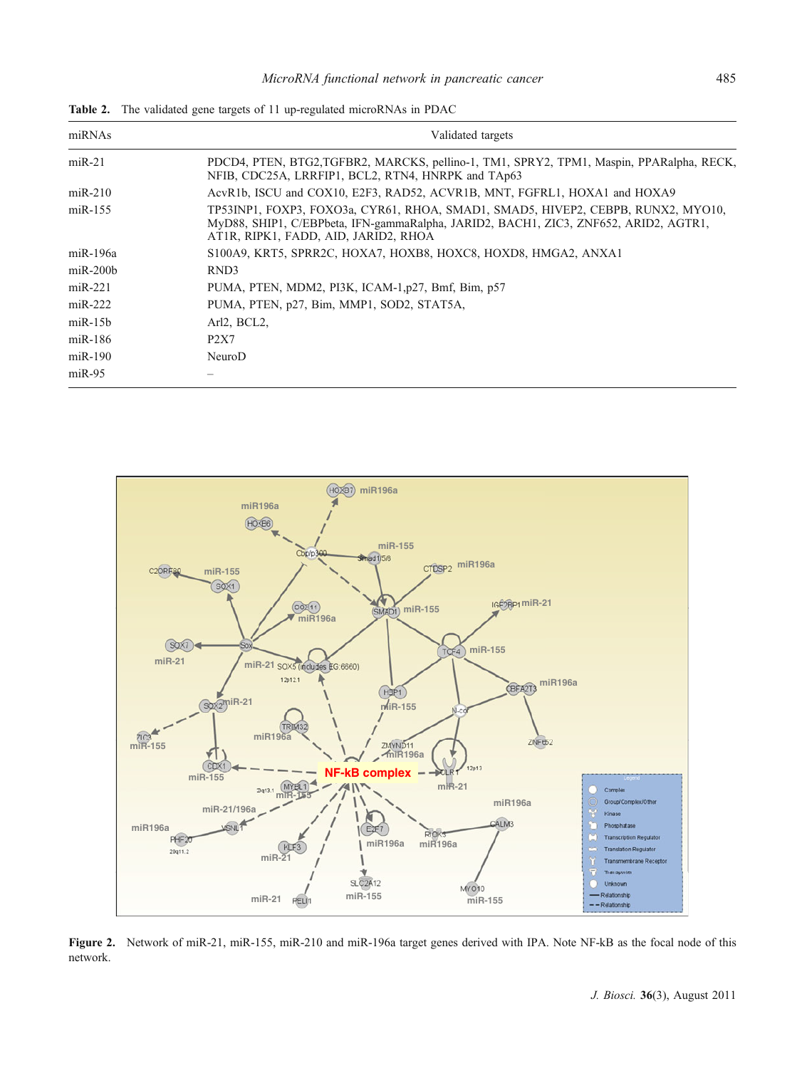**Table 2.** The validated gene targets of 11 up-regulated microRNAs in PDAC

| miRNAs | Validated targets |
|---|---|
| miR-21 | PDCD4, PTEN, BTG2,TGFBR2, MARCKS, pellino-1, TM1, SPRY2, TPM1, Maspin, PPARalpha, RECK, NFIB, CDC25A, LRRFIP1, BCL2, RTN4, HNRPK and TAp63 |
| miR-210 | AcvR1b, ISCU and COX10, E2F3, RAD52, ACVR1B, MNT, FGFRL1, HOXA1 and HOXA9 |
| miR-155 | TP53INP1, FOXP3, FOXO3a, CYR61, RHOA, SMAD1, SMAD5, HIVEP2, CEBPB, RUNX2, MYO10, MyD88, SHIP1, C/EBPbeta, IFN-gammaRalpha, JARID2, BACH1, ZIC3, ZNF652, ARID2, AGTR1, AT1R, RIPK1, FADD, AID, JARID2, RHOA |
| miR-196a | S100A9, KRT5, SPRR2C, HOXA7, HOXB8, HOXC8, HOXD8, HMGA2, ANXA1 |
| miR-200b | RND3 |
| miR-221 | PUMA, PTEN, MDM2, PI3K, ICAM-1,p27, Bmf, Bim, p57 |
| miR-222 | PUMA, PTEN, p27, Bim, MMP1, SOD2, STAT5A, |
| miR-15b | Arl2, BCL2, |
| miR-186 | P2X7 |
| miR-190 | NeuroD |
| miR-95 | – |

**Figure 2.** Network of miR-21, miR-155, miR-210 and miR-196a target genes derived with IPA. Note NF-kB as the focal node of this network.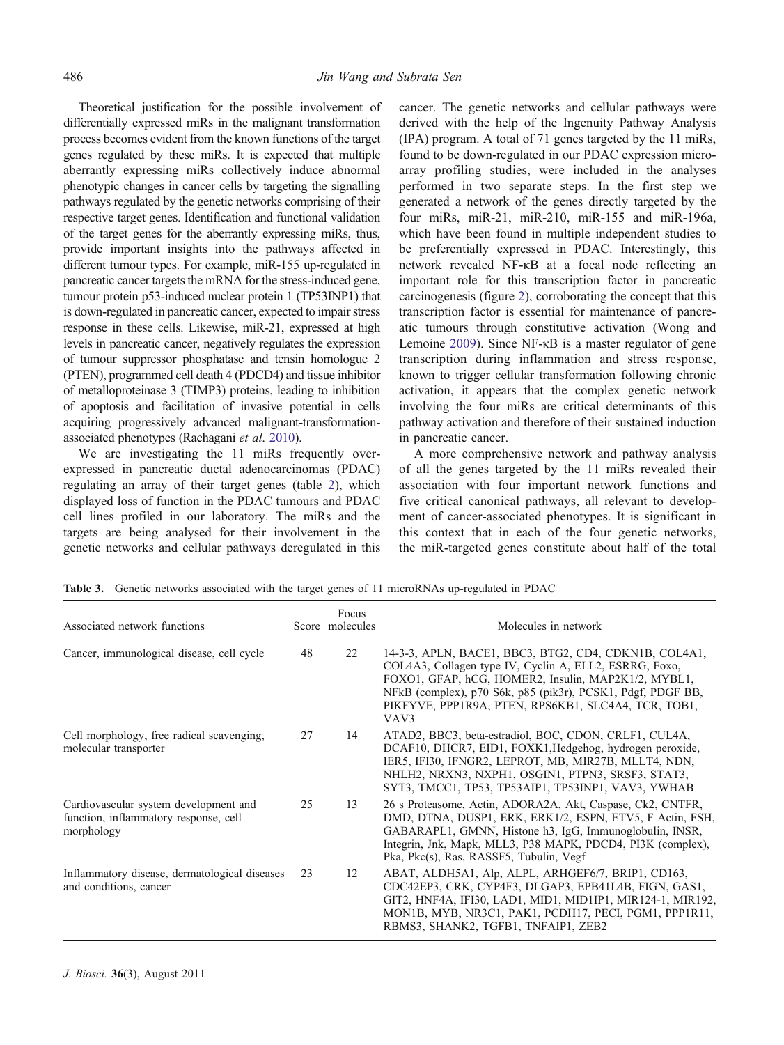Theoretical justification for the possible involvement of differentially expressed miRs in the malignant transformation process becomes evident from the known functions of the target genes regulated by these miRs. It is expected that multiple aberrantly expressing miRs collectively induce abnormal phenotypic changes in cancer cells by targeting the signalling pathways regulated by the genetic networks comprising of their respective target genes. Identification and functional validation of the target genes for the aberrantly expressing miRs, thus, provide important insights into the pathways affected in different tumour types. For example, miR-155 up-regulated in pancreatic cancer targets the mRNA for the stress-induced gene, tumour protein p53-induced nuclear protein 1 (TP53INP1) that is down-regulated in pancreatic cancer, expected to impair stress response in these cells. Likewise, miR-21, expressed at high levels in pancreatic cancer, negatively regulates the expression of tumour suppressor phosphatase and tensin homologue 2 (PTEN), programmed cell death 4 (PDCD4) and tissue inhibitor of metalloproteinase 3 (TIMP3) proteins, leading to inhibition of apoptosis and facilitation of invasive potential in cells acquiring progressively advanced malignant-transformation-associated phenotypes (Rachagani *et al*. 2010).

We are investigating the 11 miRs frequently over-expressed in pancreatic ductal adenocarcinomas (PDAC) regulating an array of their target genes (table 2), which displayed loss of function in the PDAC tumours and PDAC cell lines profiled in our laboratory. The miRs and the targets are being analysed for their involvement in the genetic networks and cellular pathways deregulated in this cancer. The genetic networks and cellular pathways were derived with the help of the Ingenuity Pathway Analysis (IPA) program. A total of 71 genes targeted by the 11 miRs, found to be down-regulated in our PDAC expression microarray profiling studies, were included in the analyses performed in two separate steps. In the first step we generated a network of the genes directly targeted by the four miRs, miR-21, miR-210, miR-155 and miR-196a, which have been found in multiple independent studies to be preferentially expressed in PDAC. Interestingly, this network revealed NF-κB at a focal node reflecting an important role for this transcription factor in pancreatic carcinogenesis (figure 2), corroborating the concept that this transcription factor is essential for maintenance of pancreatic tumours through constitutive activation (Wong and Lemoine 2009). Since NF-κB is a master regulator of gene transcription during inflammation and stress response, known to trigger cellular transformation following chronic activation, it appears that the complex genetic network involving the four miRs are critical determinants of this pathway activation and therefore of their sustained induction in pancreatic cancer.

A more comprehensive network and pathway analysis of all the genes targeted by the 11 miRs revealed their association with four important network functions and five critical canonical pathways, all relevant to development of cancer-associated phenotypes. It is significant in this context that in each of the four genetic networks, the miR-targeted genes constitute about half of the total

**Table 3.** Genetic networks associated with the target genes of 11 microRNAs up-regulated in PDAC

| Associated network functions | Score | Focus molecules | Molecules in network |
|---|---|---|---|
| Cancer, immunological disease, cell cycle | 48 | 22 | 14-3-3, APLN, BACE1, BBC3, BTG2, CD4, CDKN1B, COL4A1, COL4A3, Collagen type IV, Cyclin A, ELL2, ESRRG, Foxo, FOXO1, GFAP, hCG, HOMER2, Insulin, MAP2K1/2, MYBL1, NFkB (complex), p70 S6k, p85 (pik3r), PCSK1, Pdgf, PDGF BB, PIKFYVE, PPP1R9A, PTEN, RPS6KB1, SLC4A4, TCR, TOB1, VAV3 |
| Cell morphology, free radical scavenging, molecular transporter | 27 | 14 | ATAD2, BBC3, beta-estradiol, BOC, CDON, CRLF1, CUL4A, DCAF10, DHCR7, EID1, FOXK1,Hedgehog, hydrogen peroxide, IER5, IFI30, IFNGR2, LEPROT, MB, MIR27B, MLLT4, NDN, NHLH2, NRXN3, NXPH1, OSGIN1, PTPN3, SRSF3, STAT3, SYT3, TMCC1, TP53, TP53AIP1, TP53INP1, VAV3, YWHAB |
| Cardiovascular system development and function, inflammatory response, cell morphology | 25 | 13 | 26 s Proteasome, Actin, ADORA2A, Akt, Caspase, Ck2, CNTFR, DMD, DTNA, DUSP1, ERK, ERK1/2, ESPN, ETV5, F Actin, FSH, GABARAPL1, GMNN, Histone h3, IgG, Immunoglobulin, INSR, Integrin, Jnk, Mapk, MLL3, P38 MAPK, PDCD4, PI3K (complex), Pka, Pkc(s), Ras, RASSF5, Tubulin, Vegf |
| Inflammatory disease, dermatological diseases and conditions, cancer | 23 | 12 | ABAT, ALDH5A1, Alp, ALPL, ARHGEF6/7, BRIP1, CD163, CDC42EP3, CRK, CYP4F3, DLGAP3, EPB41L4B, FIGN, GAS1, GIT2, HNF4A, IFI30, LAD1, MID1, MID1IP1, MIR124-1, MIR192, MON1B, MYB, NR3C1, PAK1, PCDH17, PECI, PGM1, PPP1R11, RBMS3, SHANK2, TGFB1, TNFAIP1, ZEB2 |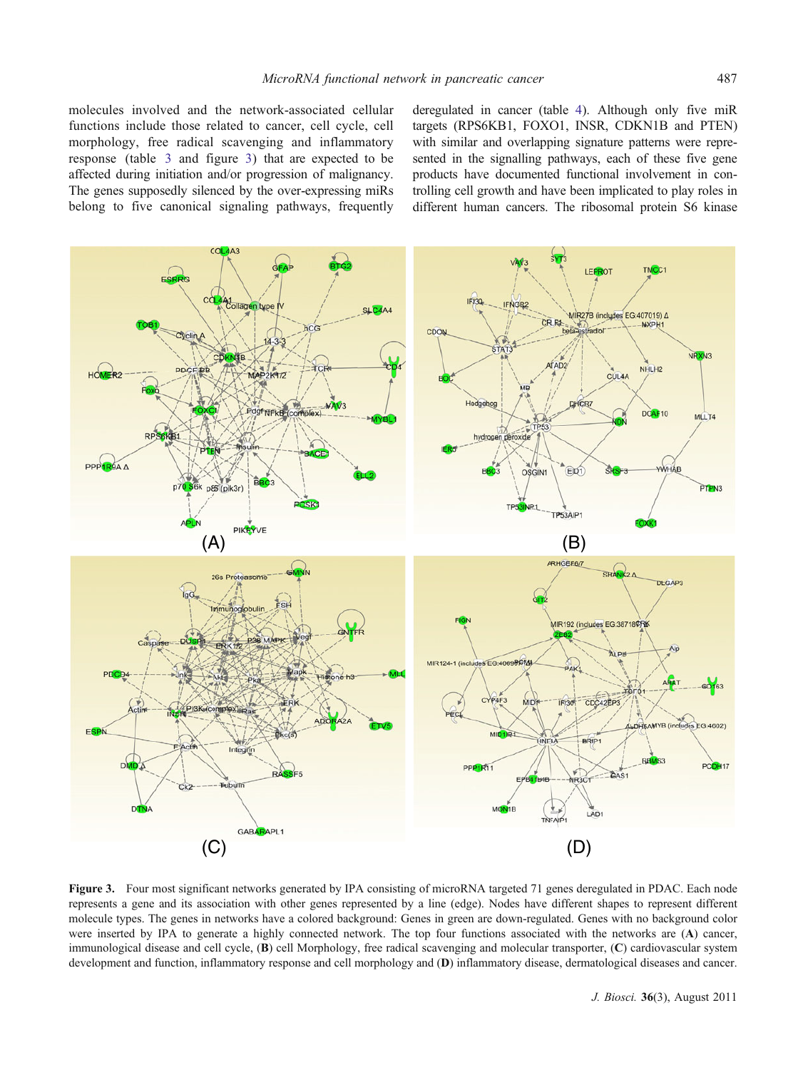molecules involved and the network-associated cellular functions include those related to cancer, cell cycle, cell morphology, free radical scavenging and inflammatory response (table 3 and figure 3) that are expected to be affected during initiation and/or progression of malignancy. The genes supposedly silenced by the over-expressing miRs belong to five canonical signaling pathways, frequently deregulated in cancer (table 4). Although only five miR targets (RPS6KB1, FOXO1, INSR, CDKN1B and PTEN) with similar and overlapping signature patterns were represented in the signalling pathways, each of these five gene products have documented functional involvement in controlling cell growth and have been implicated to play roles in different human cancers. The ribosomal protein S6 kinase

**Figure 3.** Four most significant networks generated by IPA consisting of microRNA targeted 71 genes deregulated in PDAC. Each node represents a gene and its association with other genes represented by a line (edge). Nodes have different shapes to represent different molecule types. The genes in networks have a colored background: Genes in green are down-regulated. Genes with no background color were inserted by IPA to generate a highly connected network. The top four functions associated with the networks are (**A**) cancer, immunological disease and cell cycle, (**B**) cell Morphology, free radical scavenging and molecular transporter, (**C**) cardiovascular system development and function, inflammatory response and cell morphology and (**D**) inflammatory disease, dermatological diseases and cancer.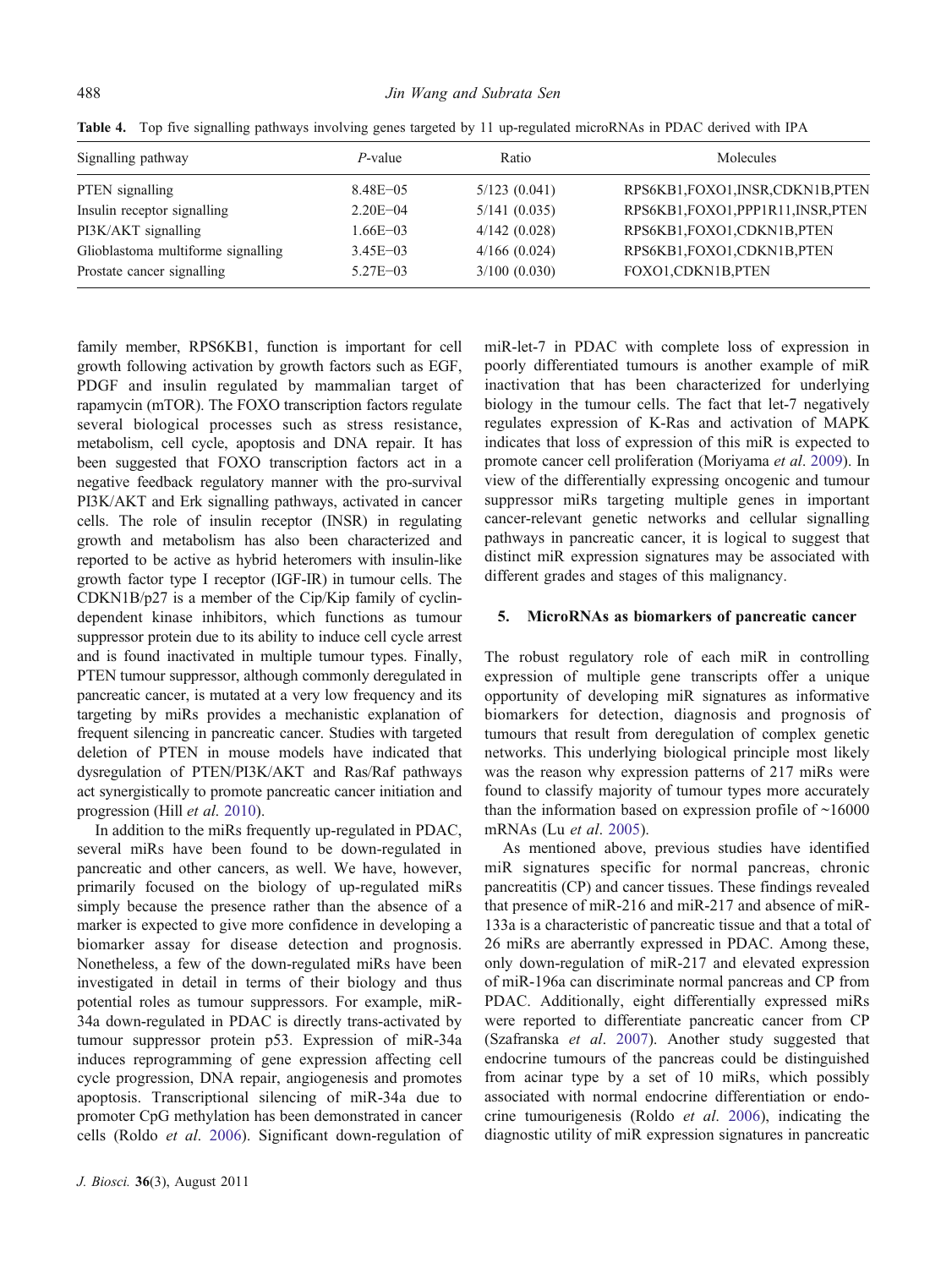**Table 4.** Top five signalling pathways involving genes targeted by 11 up-regulated microRNAs in PDAC derived with IPA

| Signalling pathway | P-value | Ratio | Molecules |
|---|---|---|---|
| PTEN signalling | 8.48E−05 | 5/123 (0.041) | RPS6KB1,FOXO1,INSR,CDKN1B,PTEN |
| Insulin receptor signalling | 2.20E−04 | 5/141 (0.035) | RPS6KB1,FOXO1,PPP1R11,INSR,PTEN |
| PI3K/AKT signalling | 1.66E−03 | 4/142 (0.028) | RPS6KB1,FOXO1,CDKN1B,PTEN |
| Glioblastoma multiforme signalling | 3.45E−03 | 4/166 (0.024) | RPS6KB1,FOXO1,CDKN1B,PTEN |
| Prostate cancer signalling | 5.27E−03 | 3/100 (0.030) | FOXO1,CDKN1B,PTEN |

family member, RPS6KB1, function is important for cell growth following activation by growth factors such as EGF, PDGF and insulin regulated by mammalian target of rapamycin (mTOR). The FOXO transcription factors regulate several biological processes such as stress resistance, metabolism, cell cycle, apoptosis and DNA repair. It has been suggested that FOXO transcription factors act in a negative feedback regulatory manner with the pro-survival PI3K/AKT and Erk signalling pathways, activated in cancer cells. The role of insulin receptor (INSR) in regulating growth and metabolism has also been characterized and reported to be active as hybrid heteromers with insulin-like growth factor type I receptor (IGF-IR) in tumour cells. The CDKN1B/p27 is a member of the Cip/Kip family of cyclin-dependent kinase inhibitors, which functions as tumour suppressor protein due to its ability to induce cell cycle arrest and is found inactivated in multiple tumour types. Finally, PTEN tumour suppressor, although commonly deregulated in pancreatic cancer, is mutated at a very low frequency and its targeting by miRs provides a mechanistic explanation of frequent silencing in pancreatic cancer. Studies with targeted deletion of PTEN in mouse models have indicated that dysregulation of PTEN/PI3K/AKT and Ras/Raf pathways act synergistically to promote pancreatic cancer initiation and progression (Hill *et al.* 2010).

In addition to the miRs frequently up-regulated in PDAC, several miRs have been found to be down-regulated in pancreatic and other cancers, as well. We have, however, primarily focused on the biology of up-regulated miRs simply because the presence rather than the absence of a marker is expected to give more confidence in developing a biomarker assay for disease detection and prognosis. Nonetheless, a few of the down-regulated miRs have been investigated in detail in terms of their biology and thus potential roles as tumour suppressors. For example, miR-34a down-regulated in PDAC is directly trans-activated by tumour suppressor protein p53. Expression of miR-34a induces reprogramming of gene expression affecting cell cycle progression, DNA repair, angiogenesis and promotes apoptosis. Transcriptional silencing of miR-34a due to promoter CpG methylation has been demonstrated in cancer cells (Roldo *et al.* 2006). Significant down-regulation of miR-let-7 in PDAC with complete loss of expression in poorly differentiated tumours is another example of miR inactivation that has been characterized for underlying biology in the tumour cells. The fact that let-7 negatively regulates expression of K-Ras and activation of MAPK indicates that loss of expression of this miR is expected to promote cancer cell proliferation (Moriyama *et al.* 2009). In view of the differentially expressing oncogenic and tumour suppressor miRs targeting multiple genes in important cancer-relevant genetic networks and cellular signalling pathways in pancreatic cancer, it is logical to suggest that distinct miR expression signatures may be associated with different grades and stages of this malignancy.

## 5. MicroRNAs as biomarkers of pancreatic cancer

The robust regulatory role of each miR in controlling expression of multiple gene transcripts offer a unique opportunity of developing miR signatures as informative biomarkers for detection, diagnosis and prognosis of tumours that result from deregulation of complex genetic networks. This underlying biological principle most likely was the reason why expression patterns of 217 miRs were found to classify majority of tumour types more accurately than the information based on expression profile of ~16000 mRNAs (Lu *et al.* 2005).

As mentioned above, previous studies have identified miR signatures specific for normal pancreas, chronic pancreatitis (CP) and cancer tissues. These findings revealed that presence of miR-216 and miR-217 and absence of miR-133a is a characteristic of pancreatic tissue and that a total of 26 miRs are aberrantly expressed in PDAC. Among these, only down-regulation of miR-217 and elevated expression of miR-196a can discriminate normal pancreas and CP from PDAC. Additionally, eight differentially expressed miRs were reported to differentiate pancreatic cancer from CP (Szafranska *et al.* 2007). Another study suggested that endocrine tumours of the pancreas could be distinguished from acinar type by a set of 10 miRs, which possibly associated with normal endocrine differentiation or endocrine tumourigenesis (Roldo *et al.* 2006), indicating the diagnostic utility of miR expression signatures in pancreatic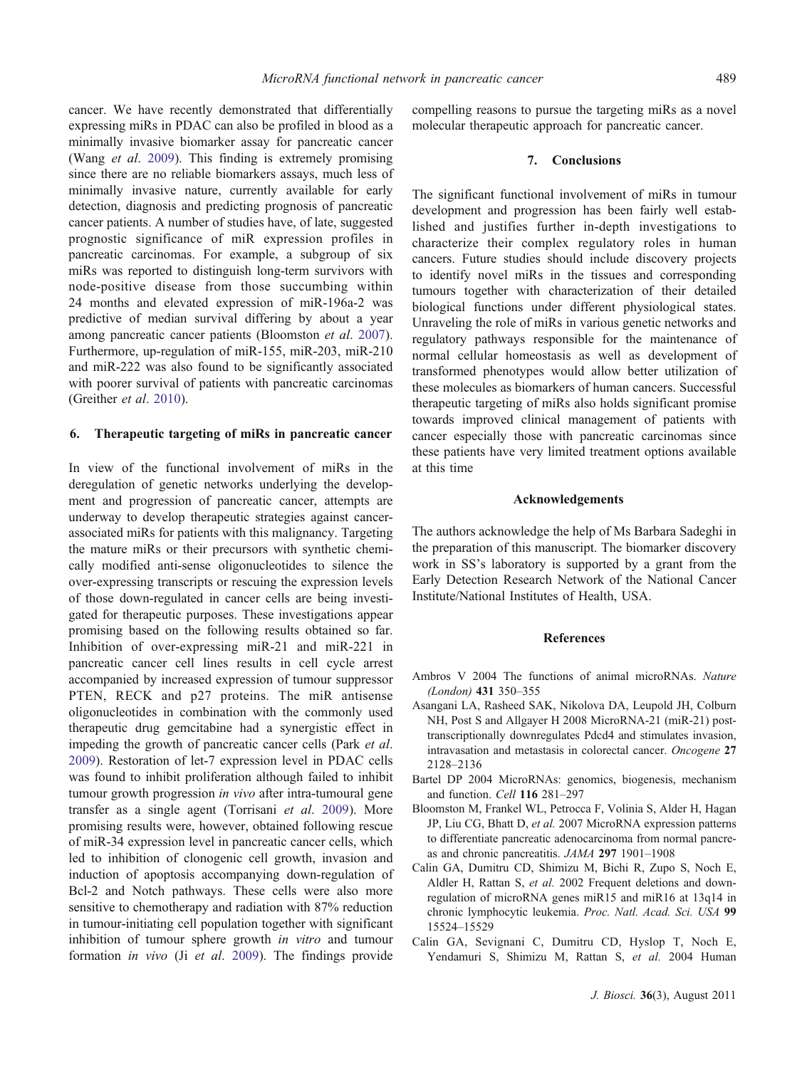cancer. We have recently demonstrated that differentially expressing miRs in PDAC can also be profiled in blood as a minimally invasive biomarker assay for pancreatic cancer (Wang *et al*. 2009). This finding is extremely promising since there are no reliable biomarkers assays, much less of minimally invasive nature, currently available for early detection, diagnosis and predicting prognosis of pancreatic cancer patients. A number of studies have, of late, suggested prognostic significance of miR expression profiles in pancreatic carcinomas. For example, a subgroup of six miRs was reported to distinguish long-term survivors with node-positive disease from those succumbing within 24 months and elevated expression of miR-196a-2 was predictive of median survival differing by about a year among pancreatic cancer patients (Bloomston *et al*. 2007). Furthermore, up-regulation of miR-155, miR-203, miR-210 and miR-222 was also found to be significantly associated with poorer survival of patients with pancreatic carcinomas (Greither *et al*. 2010).

## 6. Therapeutic targeting of miRs in pancreatic cancer

In view of the functional involvement of miRs in the deregulation of genetic networks underlying the development and progression of pancreatic cancer, attempts are underway to develop therapeutic strategies against cancer-associated miRs for patients with this malignancy. Targeting the mature miRs or their precursors with synthetic chemically modified anti-sense oligonucleotides to silence the over-expressing transcripts or rescuing the expression levels of those down-regulated in cancer cells are being investigated for therapeutic purposes. These investigations appear promising based on the following results obtained so far. Inhibition of over-expressing miR-21 and miR-221 in pancreatic cancer cell lines results in cell cycle arrest accompanied by increased expression of tumour suppressor PTEN, RECK and p27 proteins. The miR antisense oligonucleotides in combination with the commonly used therapeutic drug gemcitabine had a synergistic effect in impeding the growth of pancreatic cancer cells (Park *et al*. 2009). Restoration of let-7 expression level in PDAC cells was found to inhibit proliferation although failed to inhibit tumour growth progression *in vivo* after intra-tumoural gene transfer as a single agent (Torrisani *et al*. 2009). More promising results were, however, obtained following rescue of miR-34 expression level in pancreatic cancer cells, which led to inhibition of clonogenic cell growth, invasion and induction of apoptosis accompanying down-regulation of Bcl-2 and Notch pathways. These cells were also more sensitive to chemotherapy and radiation with 87% reduction in tumour-initiating cell population together with significant inhibition of tumour sphere growth *in vitro* and tumour formation *in vivo* (Ji *et al*. 2009). The findings provide compelling reasons to pursue the targeting miRs as a novel molecular therapeutic approach for pancreatic cancer.

## 7. Conclusions

The significant functional involvement of miRs in tumour development and progression has been fairly well established and justifies further in-depth investigations to characterize their complex regulatory roles in human cancers. Future studies should include discovery projects to identify novel miRs in the tissues and corresponding tumours together with characterization of their detailed biological functions under different physiological states. Unraveling the role of miRs in various genetic networks and regulatory pathways responsible for the maintenance of normal cellular homeostasis as well as development of transformed phenotypes would allow better utilization of these molecules as biomarkers of human cancers. Successful therapeutic targeting of miRs also holds significant promise towards improved clinical management of patients with cancer especially those with pancreatic carcinomas since these patients have very limited treatment options available at this time

## Acknowledgements

The authors acknowledge the help of Ms Barbara Sadeghi in the preparation of this manuscript. The biomarker discovery work in SS's laboratory is supported by a grant from the Early Detection Research Network of the National Cancer Institute/National Institutes of Health, USA.

## References

Ambros V 2004 The functions of animal microRNAs. *Nature (London)* **431** 350–355

Asangani LA, Rasheed SAK, Nikolova DA, Leupold JH, Colburn NH, Post S and Allgayer H 2008 MicroRNA-21 (miR-21) post-transcriptionally downregulates Pdcd4 and stimulates invasion, intravasation and metastasis in colorectal cancer. *Oncogene* **27** 2128–2136

Bartel DP 2004 MicroRNAs: genomics, biogenesis, mechanism and function. *Cell* **116** 281–297

Bloomston M, Frankel WL, Petrocca F, Volinia S, Alder H, Hagan JP, Liu CG, Bhatt D, *et al.* 2007 MicroRNA expression patterns to differentiate pancreatic adenocarcinoma from normal pancreas and chronic pancreatitis. *JAMA* **297** 1901–1908

Calin GA, Dumitru CD, Shimizu M, Bichi R, Zupo S, Noch E, Aldler H, Rattan S, *et al.* 2002 Frequent deletions and down-regulation of microRNA genes miR15 and miR16 at 13q14 in chronic lymphocytic leukemia. *Proc. Natl. Acad. Sci. USA* **99** 15524–15529

Calin GA, Sevignani C, Dumitru CD, Hyslop T, Noch E, Yendamuri S, Shimizu M, Rattan S, *et al.* 2004 Human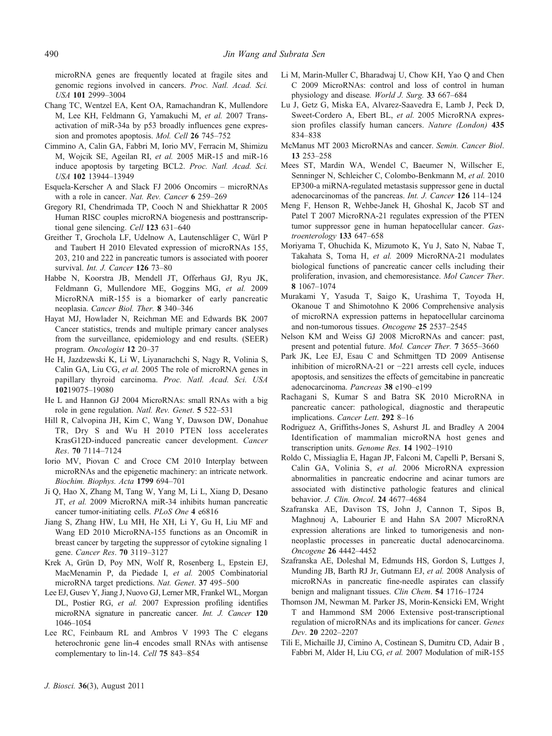microRNA genes are frequently located at fragile sites and genomic regions involved in cancers. *Proc. Natl. Acad. Sci. USA* **101** 2999–3004

Chang TC, Wentzel EA, Kent OA, Ramachandran K, Mullendore M, Lee KH, Feldmann G, Yamakuchi M, *et al.* 2007 Transactivation of miR-34a by p53 broadly influences gene expression and promotes apoptosis. *Mol. Cell* **26** 745–752

Cimmino A, Calin GA, Fabbri M, Iorio MV, Ferracin M, Shimizu M, Wojcik SE, Ageilan RI, *et al.* 2005 MiR-15 and miR-16 induce apoptosis by targeting BCL2. *Proc. Natl. Acad. Sci. USA* **102** 13944–13949

Esquela-Kerscher A and Slack FJ 2006 Oncomirs – microRNAs with a role in cancer. *Nat. Rev. Cancer* **6** 259–269

Gregory RI, Chendrimada TP, Cooch N and Shiekhattar R 2005 Human RISC couples microRNA biogenesis and posttranscriptional gene silencing. *Cell* **123** 631–640

Greither T, Grochola LF, Udelnow A, Lautenschläger C, Würl P and Taubert H 2010 Elevated expression of microRNAs 155, 203, 210 and 222 in pancreatic tumors is associated with poorer survival. *Int. J. Cancer* **126** 73–80

Habbe N, Koorstra JB, Mendell JT, Offerhaus GJ, Ryu JK, Feldmann G, Mullendore ME, Goggins MG, *et al.* 2009 MicroRNA miR-155 is a biomarker of early pancreatic neoplasia. *Cancer Biol. Ther.* **8** 340–346

Hayat MJ, Howlader N, Reichman ME and Edwards BK 2007 Cancer statistics, trends and multiple primary cancer analyses from the surveillance, epidemiology and end results. (SEER) program. *Oncologist* **12** 20–37

He H, Jazdzewski K, Li W, Liyanarachchi S, Nagy R, Volinia S, Calin GA, Liu CG, *et al.* 2005 The role of microRNA genes in papillary thyroid carcinoma. *Proc. Natl. Acad. Sci. USA* **102**19075–19080

He L and Hannon GJ 2004 MicroRNAs: small RNAs with a big role in gene regulation. *Natl. Rev. Genet*. **5** 522–531

Hill R, Calvopina JH, Kim C, Wang Y, Dawson DW, Donahue TR, Dry S and Wu H 2010 PTEN loss accelerates KrasG12D-induced pancreatic cancer development. *Cancer Res*. **70** 7114–7124

Iorio MV, Piovan C and Croce CM 2010 Interplay between microRNAs and the epigenetic machinery: an intricate network. *Biochim. Biophys. Acta* **1799** 694–701

Ji Q, Hao X, Zhang M, Tang W, Yang M, Li L, Xiang D, Desano JT, *et al.* 2009 MicroRNA miR-34 inhibits human pancreatic cancer tumor-initiating cells. *PLoS One* **4** e6816

Jiang S, Zhang HW, Lu MH, He XH, Li Y, Gu H, Liu MF and Wang ED 2010 MicroRNA-155 functions as an OncomiR in breast cancer by targeting the suppressor of cytokine signaling 1 gene. *Cancer Res*. **70** 3119–3127

Krek A, Grün D, Poy MN, Wolf R, Rosenberg L, Epstein EJ, MacMenamin P, da Piedade I, *et al.* 2005 Combinatorial microRNA target predictions. *Nat. Genet*. **37** 495–500

Lee EJ, Gusev Y, Jiang J, Nuovo GJ, Lerner MR, Frankel WL, Morgan DL, Postier RG, *et al.* 2007 Expression profiling identifies microRNA signature in pancreatic cancer. *Int. J. Cancer* **120** 1046–1054

Lee RC, Feinbaum RL and Ambros V 1993 The C elegans heterochronic gene lin-4 encodes small RNAs with antisense complementary to lin-14. *Cell* **75** 843–854

Li M, Marin-Muller C, Bharadwaj U, Chow KH, Yao Q and Chen C 2009 MicroRNAs: control and loss of control in human physiology and disease. *World J. Surg.* **33** 667–684

Lu J, Getz G, Miska EA, Alvarez-Saavedra E, Lamb J, Peck D, Sweet-Cordero A, Ebert BL, *et al.* 2005 MicroRNA expression profiles classify human cancers. *Nature (London)* **435** 834–838

McManus MT 2003 MicroRNAs and cancer. *Semin. Cancer Biol*. **13** 253–258

Mees ST, Mardin WA, Wendel C, Baeumer N, Willscher E, Senninger N, Schleicher C, Colombo-Benkmann M, *et al.* 2010 EP300-a miRNA-regulated metastasis suppressor gene in ductal adenocarcinomas of the pancreas. *Int. J. Cancer* **126** 114–124

Meng F, Henson R, Wehbe-Janek H, Ghoshal K, Jacob ST and Patel T 2007 MicroRNA-21 regulates expression of the PTEN tumor suppressor gene in human hepatocellular cancer. *Gastroenterology* **133** 647–658

Moriyama T, Ohuchida K, Mizumoto K, Yu J, Sato N, Nabae T, Takahata S, Toma H, *et al.* 2009 MicroRNA-21 modulates biological functions of pancreatic cancer cells including their proliferation, invasion, and chemoresistance. *Mol Cancer Ther*. **8** 1067–1074

Murakami Y, Yasuda T, Saigo K, Urashima T, Toyoda H, Okanoue T and Shimotohno K 2006 Comprehensive analysis of microRNA expression patterns in hepatocellular carcinoma and non-tumorous tissues. *Oncogene* **25** 2537–2545

Nelson KM and Weiss GJ 2008 MicroRNAs and cancer: past, present and potential future. *Mol. Cancer Ther.* **7** 3655–3660

Park JK, Lee EJ, Esau C and Schmittgen TD 2009 Antisense inhibition of microRNA-21 or −221 arrests cell cycle, induces apoptosis, and sensitizes the effects of gemcitabine in pancreatic adenocarcinoma. *Pancreas* **38** e190–e199

Rachagani S, Kumar S and Batra SK 2010 MicroRNA in pancreatic cancer: pathological, diagnostic and therapeutic implications. *Cancer Lett*. **292** 8–16

Rodriguez A, Griffiths-Jones S, Ashurst JL and Bradley A 2004 Identification of mammalian microRNA host genes and transcription units. *Genome Res.* **14** 1902–1910

Roldo C, Missiaglia E, Hagan JP, Falconi M, Capelli P, Bersani S, Calin GA, Volinia S, *et al.* 2006 MicroRNA expression abnormalities in pancreatic endocrine and acinar tumors are associated with distinctive pathologic features and clinical behavior. *J. Clin. Oncol*. **24** 4677–4684

Szafranska AE, Davison TS, John J, Cannon T, Sipos B, Maghnouj A, Labourier E and Hahn SA 2007 MicroRNA expression alterations are linked to tumorigenesis and non-neoplastic processes in pancreatic ductal adenocarcinoma. *Oncogene* **26** 4442–4452

Szafranska AE, Doleshal M, Edmunds HS, Gordon S, Luttges J, Munding JB, Barth RJ Jr, Gutmann EJ, *et al.* 2008 Analysis of microRNAs in pancreatic fine-needle aspirates can classify benign and malignant tissues. *Clin Chem*. **54** 1716–1724

Thomson JM, Newman M. Parker JS, Morin-Kensicki EM, Wright T and Hammond SM 2006 Extensive post-transcriptional regulation of microRNAs and its implications for cancer. *Genes Dev*. **20** 2202–2207

Tili E, Michaille JJ, Cimino A, Costinean S, Dumitru CD, Adair B , Fabbri M, Alder H, Liu CG, *et al.* 2007 Modulation of miR-155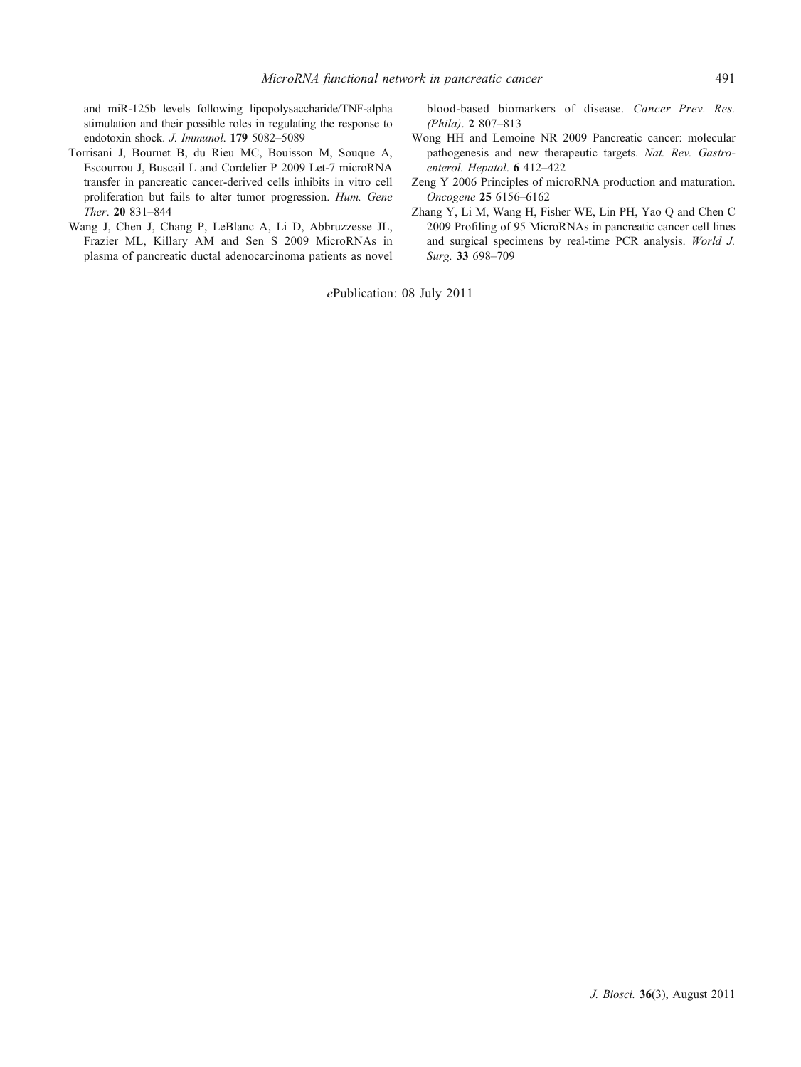and miR-125b levels following lipopolysaccharide/TNF-alpha stimulation and their possible roles in regulating the response to endotoxin shock. *J. Immunol.* **179** 5082–5089

Torrisani J, Bournet B, du Rieu MC, Bouisson M, Souque A, Escourrou J, Buscail L and Cordelier P 2009 Let-7 microRNA transfer in pancreatic cancer-derived cells inhibits in vitro cell proliferation but fails to alter tumor progression. *Hum. Gene Ther.* **20** 831–844

Wang J, Chen J, Chang P, LeBlanc A, Li D, Abbruzzesse JL, Frazier ML, Killary AM and Sen S 2009 MicroRNAs in plasma of pancreatic ductal adenocarcinoma patients as novel blood-based biomarkers of disease. *Cancer Prev. Res. (Phila).* **2** 807–813

Wong HH and Lemoine NR 2009 Pancreatic cancer: molecular pathogenesis and new therapeutic targets. *Nat. Rev. Gastroenterol. Hepatol.* **6** 412–422

Zeng Y 2006 Principles of microRNA production and maturation. *Oncogene* **25** 6156–6162

Zhang Y, Li M, Wang H, Fisher WE, Lin PH, Yao Q and Chen C 2009 Profiling of 95 MicroRNAs in pancreatic cancer cell lines and surgical specimens by real-time PCR analysis. *World J. Surg.* **33** 698–709

*e*Publication: 08 July 2011